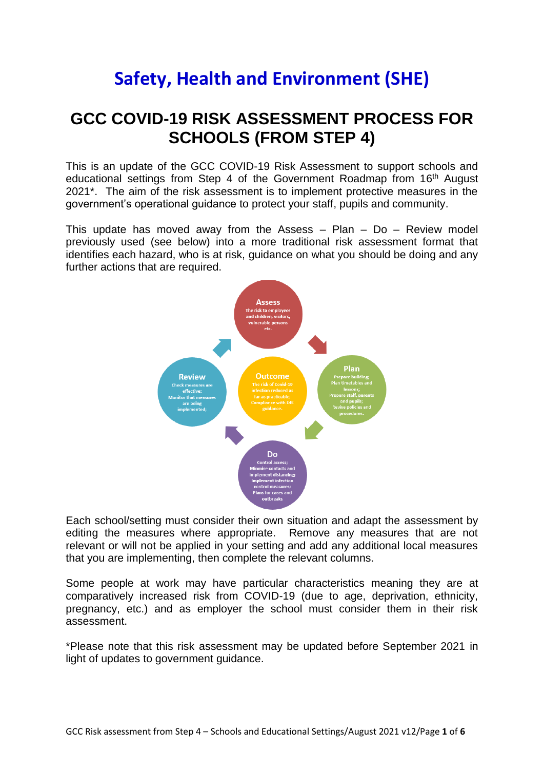# Safety, Health and Environment (SHE)

## GCC COVID-19 RISK ASSESSMENT PROCESS FOR SCHOOLS (FROM STEP 4)

This is an update of the GCC COVID-19 Risk Assessment to support schools and educational settings from Step 4 of the Government Roadmap from 16th August 2021*. The aim of the risk assessment is to implement protective measures in the government's operational guidance to protect your staff, pupils and community.

This update has moved away from the Assess – Plan – Do – Review model previously used (see below) into a more traditional risk assessment format that identifies each hazard, who is at risk, guidance on what you should be doing and any further actions that are required.

**Assess**
The risk to employees and children, visitors, vulnerable persons etc.

**Plan**
Prepare building; Plan timetables and lessons; Prepare staff, parents and pupils; Revise policies and procedures.

**Do**
Control access; Minimise contacts and implement distancing; Implement infection control measures; Plans for cases and outbreaks

**Review**
Check measures are effective; Monitor that measures are being implemented;

**Outcome**
The risk of Covid-19 infection reduced as far as practicable; Compliance with DfE guidance.

Each school/setting must consider their own situation and adapt the assessment by editing the measures where appropriate. Remove any measures that are not relevant or will not be applied in your setting and add any additional local measures that you are implementing, then complete the relevant columns.

Some people at work may have particular characteristics meaning they are at comparatively increased risk from COVID-19 (due to age, deprivation, ethnicity, pregnancy, etc.) and as employer the school must consider them in their risk assessment.

*Please note that this risk assessment may be updated before September 2021 in light of updates to government guidance.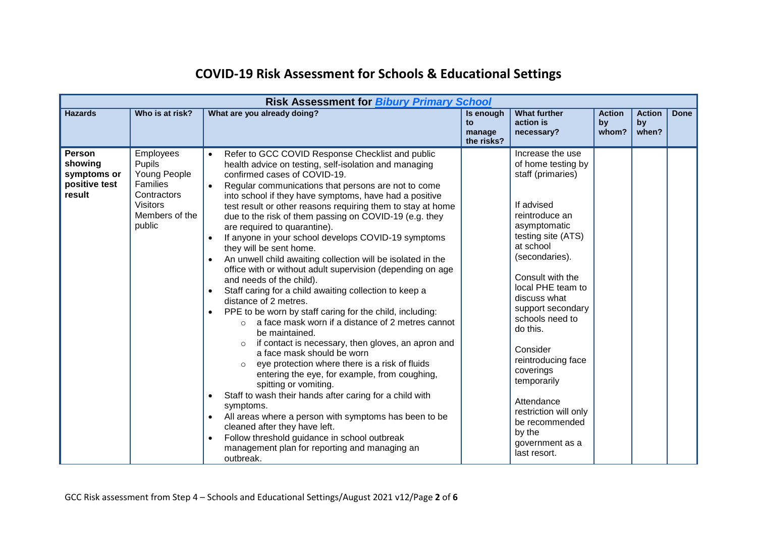# COVID-19 Risk Assessment for Schools & Educational Settings

| Risk Assessment for *Bibury Primary School* | | | | | | | |
|---|---|---|---|---|---|---|---|
| **Hazards** | **Who is at risk?** | **What are you already doing?** | **Is enough to manage the risks?** | **What further action is necessary?** | **Action by whom?** | **Action by when?** | **Done** |
| **Person showing symptoms or positive test result** | Employees<br>Pupils<br>Young People<br>Families<br>Contractors<br>Visitors<br>Members of the public | • Refer to GCC COVID Response Checklist and public health advice on testing, self-isolation and managing confirmed cases of COVID-19.<br>• Regular communications that persons are not to come into school if they have symptoms, have had a positive test result or other reasons requiring them to stay at home due to the risk of them passing on COVID-19 (e.g. they are required to quarantine).<br>• If anyone in your school develops COVID-19 symptoms they will be sent home.<br>• An unwell child awaiting collection will be isolated in the office with or without adult supervision (depending on age and needs of the child).<br>• Staff caring for a child awaiting collection to keep a distance of 2 metres.<br>• PPE to be worn by staff caring for the child, including:<br>&nbsp;&nbsp;&nbsp;&nbsp;○ a face mask worn if a distance of 2 metres cannot be maintained.<br>&nbsp;&nbsp;&nbsp;&nbsp;○ if contact is necessary, then gloves, an apron and a face mask should be worn<br>&nbsp;&nbsp;&nbsp;&nbsp;○ eye protection where there is a risk of fluids entering the eye, for example, from coughing, spitting or vomiting.<br>• Staff to wash their hands after caring for a child with symptoms.<br>• All areas where a person with symptoms has been to be cleaned after they have left.<br>• Follow threshold guidance in school outbreak management plan for reporting and managing an outbreak. | | Increase the use of home testing by staff (primaries)<br><br>If advised reintroduce an asymptomatic testing site (ATS) at school (secondaries).<br><br>Consult with the local PHE team to discuss what support secondary schools need to do this.<br><br>Consider reintroducing face coverings temporarily<br><br>Attendance restriction will only be recommended by the government as a last resort. | | | |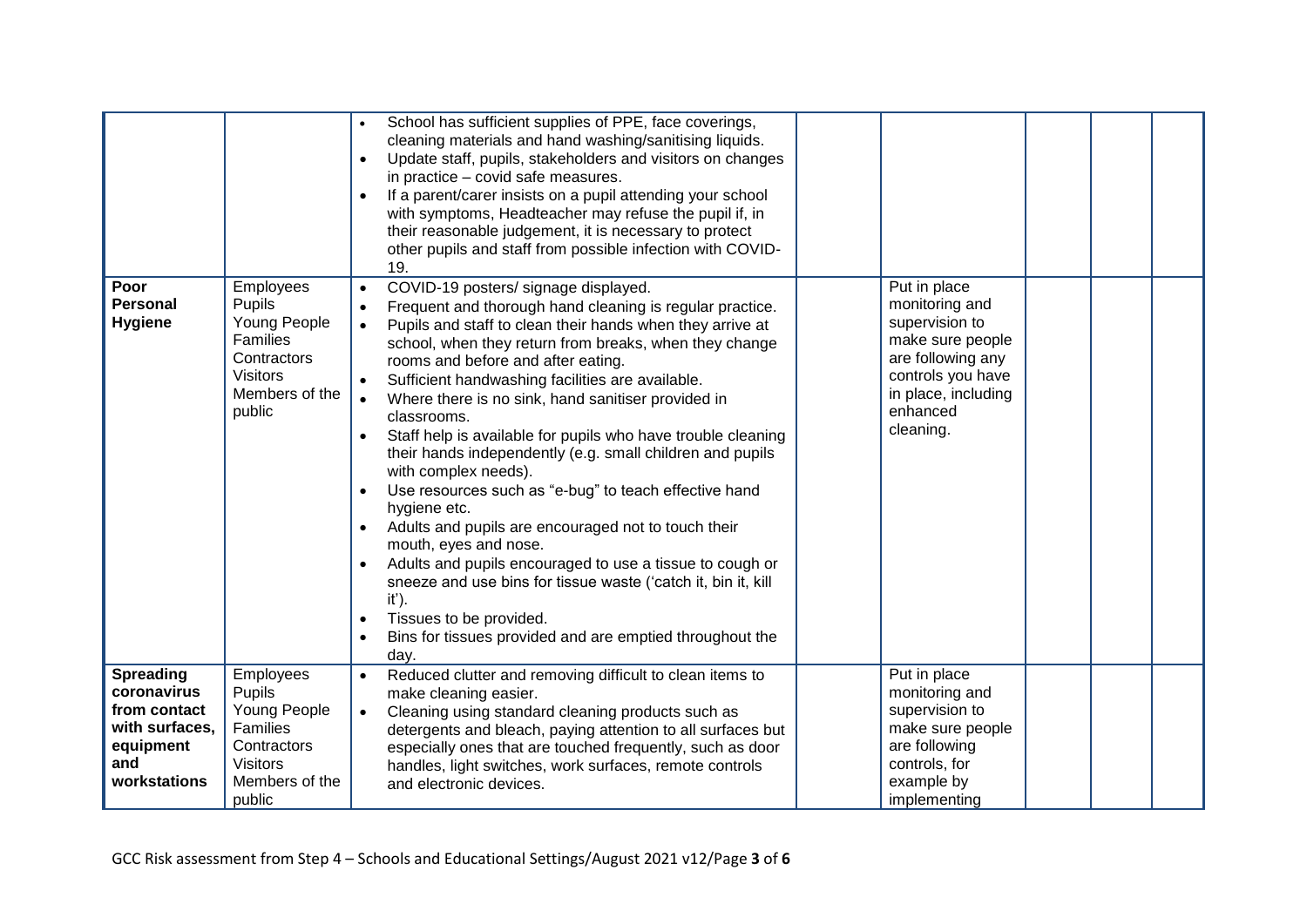| | | | | | | | |
|---|---|---|---|---|---|---|---|
| | | • School has sufficient supplies of PPE, face coverings, cleaning materials and hand washing/sanitising liquids.<br>• Update staff, pupils, stakeholders and visitors on changes in practice – covid safe measures.<br>• If a parent/carer insists on a pupil attending your school with symptoms, Headteacher may refuse the pupil if, in their reasonable judgement, it is necessary to protect other pupils and staff from possible infection with COVID-19. | | | | | |
| **Poor Personal Hygiene** | Employees<br>Pupils<br>Young People<br>Families<br>Contractors<br>Visitors<br>Members of the public | • COVID-19 posters/ signage displayed.<br>• Frequent and thorough hand cleaning is regular practice.<br>• Pupils and staff to clean their hands when they arrive at school, when they return from breaks, when they change rooms and before and after eating.<br>• Sufficient handwashing facilities are available.<br>• Where there is no sink, hand sanitiser provided in classrooms.<br>• Staff help is available for pupils who have trouble cleaning their hands independently (e.g. small children and pupils with complex needs).<br>• Use resources such as "e-bug" to teach effective hand hygiene etc.<br>• Adults and pupils are encouraged not to touch their mouth, eyes and nose.<br>• Adults and pupils encouraged to use a tissue to cough or sneeze and use bins for tissue waste ('catch it, bin it, kill it').<br>• Tissues to be provided.<br>• Bins for tissues provided and are emptied throughout the day. | | Put in place monitoring and supervision to make sure people are following any controls you have in place, including enhanced cleaning. | | | |
| **Spreading coronavirus from contact with surfaces, equipment and workstations** | Employees<br>Pupils<br>Young People<br>Families<br>Contractors<br>Visitors<br>Members of the public | • Reduced clutter and removing difficult to clean items to make cleaning easier.<br>• Cleaning using standard cleaning products such as detergents and bleach, paying attention to all surfaces but especially ones that are touched frequently, such as door handles, light switches, work surfaces, remote controls and electronic devices. | | Put in place monitoring and supervision to make sure people are following controls, for example by implementing | | | |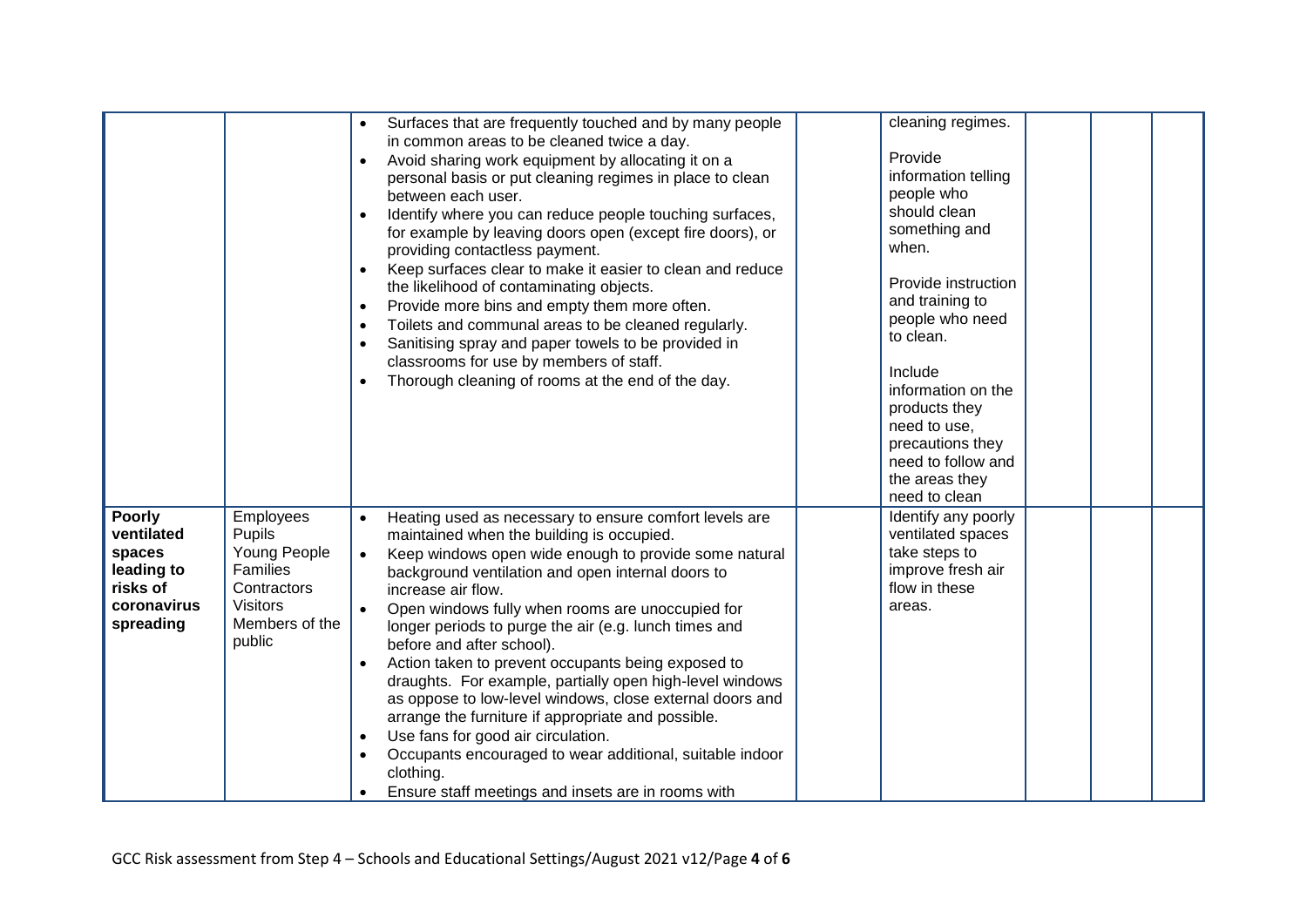| | | | | | | | |
|---|---|---|---|---|---|---|---|
| | | • Surfaces that are frequently touched and by many people in common areas to be cleaned twice a day.<br>• Avoid sharing work equipment by allocating it on a personal basis or put cleaning regimes in place to clean between each user.<br>• Identify where you can reduce people touching surfaces, for example by leaving doors open (except fire doors), or providing contactless payment.<br>• Keep surfaces clear to make it easier to clean and reduce the likelihood of contaminating objects.<br>• Provide more bins and empty them more often.<br>• Toilets and communal areas to be cleaned regularly.<br>• Sanitising spray and paper towels to be provided in classrooms for use by members of staff.<br>• Thorough cleaning of rooms at the end of the day. | | cleaning regimes.<br><br>Provide information telling people who should clean something and when.<br><br>Provide instruction and training to people who need to clean.<br><br>Include information on the products they need to use, precautions they need to follow and the areas they need to clean | | | |
| **Poorly ventilated spaces leading to risks of coronavirus spreading** | Employees<br>Pupils<br>Young People<br>Families<br>Contractors<br>Visitors<br>Members of the public | • Heating used as necessary to ensure comfort levels are maintained when the building is occupied.<br>• Keep windows open wide enough to provide some natural background ventilation and open internal doors to increase air flow.<br>• Open windows fully when rooms are unoccupied for longer periods to purge the air (e.g. lunch times and before and after school).<br>• Action taken to prevent occupants being exposed to draughts. For example, partially open high-level windows as oppose to low-level windows, close external doors and arrange the furniture if appropriate and possible.<br>• Use fans for good air circulation.<br>• Occupants encouraged to wear additional, suitable indoor clothing.<br>• Ensure staff meetings and insets are in rooms with | | Identify any poorly ventilated spaces take steps to improve fresh air flow in these areas. | | | |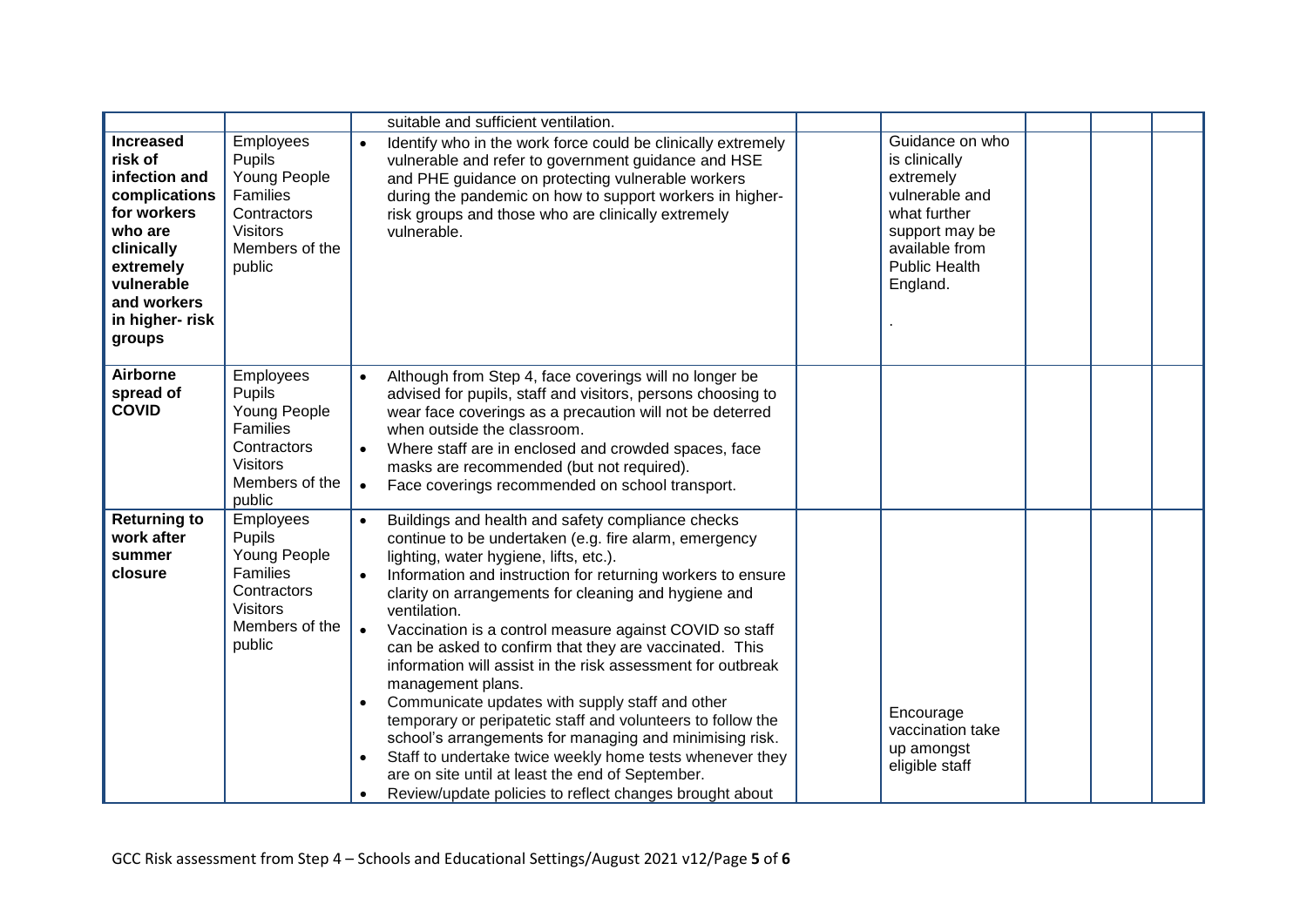| | | | | | | | |
|---|---|---|---|---|---|---|---|
| | | suitable and sufficient ventilation. | | | | | |
| **Increased risk of infection and complications for workers who are clinically extremely vulnerable and workers in higher- risk groups** | Employees<br>Pupils<br>Young People<br>Families<br>Contractors<br>Visitors<br>Members of the public | • Identify who in the work force could be clinically extremely vulnerable and refer to government guidance and HSE and PHE guidance on protecting vulnerable workers during the pandemic on how to support workers in higher-risk groups and those who are clinically extremely vulnerable. | | Guidance on who is clinically extremely vulnerable and what further support may be available from Public Health England.<br>. | | | |
| **Airborne spread of COVID** | Employees<br>Pupils<br>Young People<br>Families<br>Contractors<br>Visitors<br>Members of the public | • Although from Step 4, face coverings will no longer be advised for pupils, staff and visitors, persons choosing to wear face coverings as a precaution will not be deterred when outside the classroom.<br>• Where staff are in enclosed and crowded spaces, face masks are recommended (but not required).<br>• Face coverings recommended on school transport. | | | | | |
| **Returning to work after summer closure** | Employees<br>Pupils<br>Young People<br>Families<br>Contractors<br>Visitors<br>Members of the public | • Buildings and health and safety compliance checks continue to be undertaken (e.g. fire alarm, emergency lighting, water hygiene, lifts, etc.).<br>• Information and instruction for returning workers to ensure clarity on arrangements for cleaning and hygiene and ventilation.<br>• Vaccination is a control measure against COVID so staff can be asked to confirm that they are vaccinated. This information will assist in the risk assessment for outbreak management plans.<br>• Communicate updates with supply staff and other temporary or peripatetic staff and volunteers to follow the school's arrangements for managing and minimising risk.<br>• Staff to undertake twice weekly home tests whenever they are on site until at least the end of September.<br>• Review/update policies to reflect changes brought about | | Encourage vaccination take up amongst eligible staff | | | |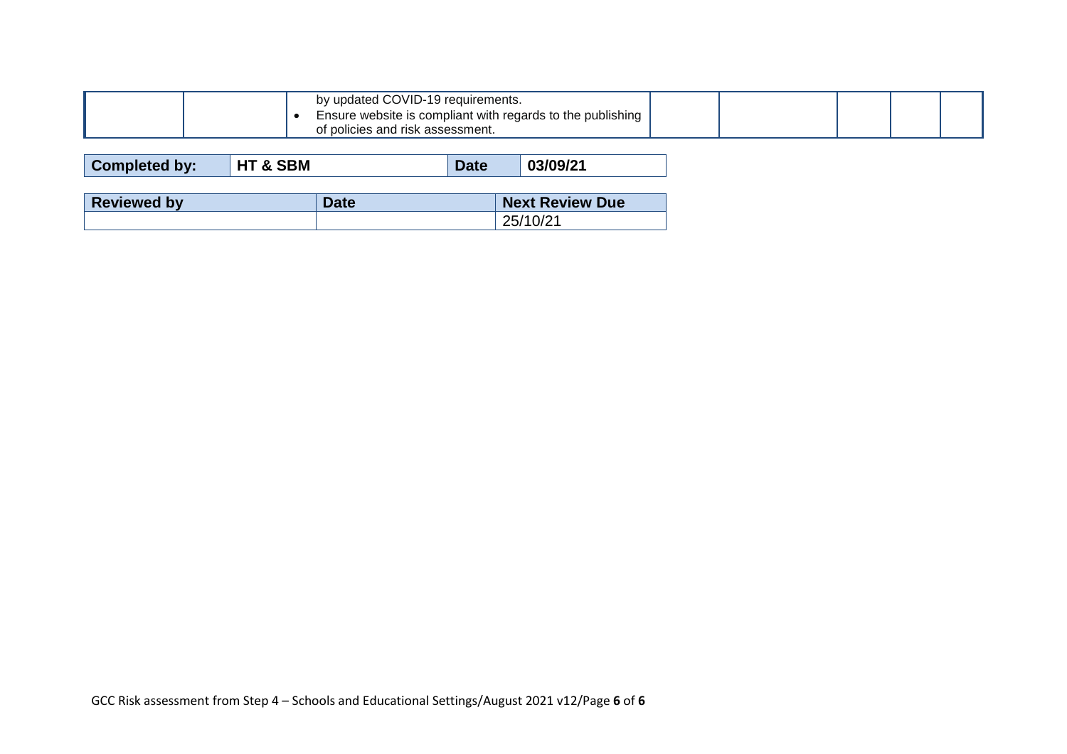| | | | | | | | |
|---|---|---|---|---|---|---|---|
| | | by updated COVID-19 requirements.<br>• Ensure website is compliant with regards to the publishing of policies and risk assessment. | | | | | |

| **Completed by:** | **HT & SBM** | **Date** | **03/09/21** |
|---|---|---|---|

| **Reviewed by** | **Date** | **Next Review Due** |
|---|---|---|
| | | 25/10/21 |